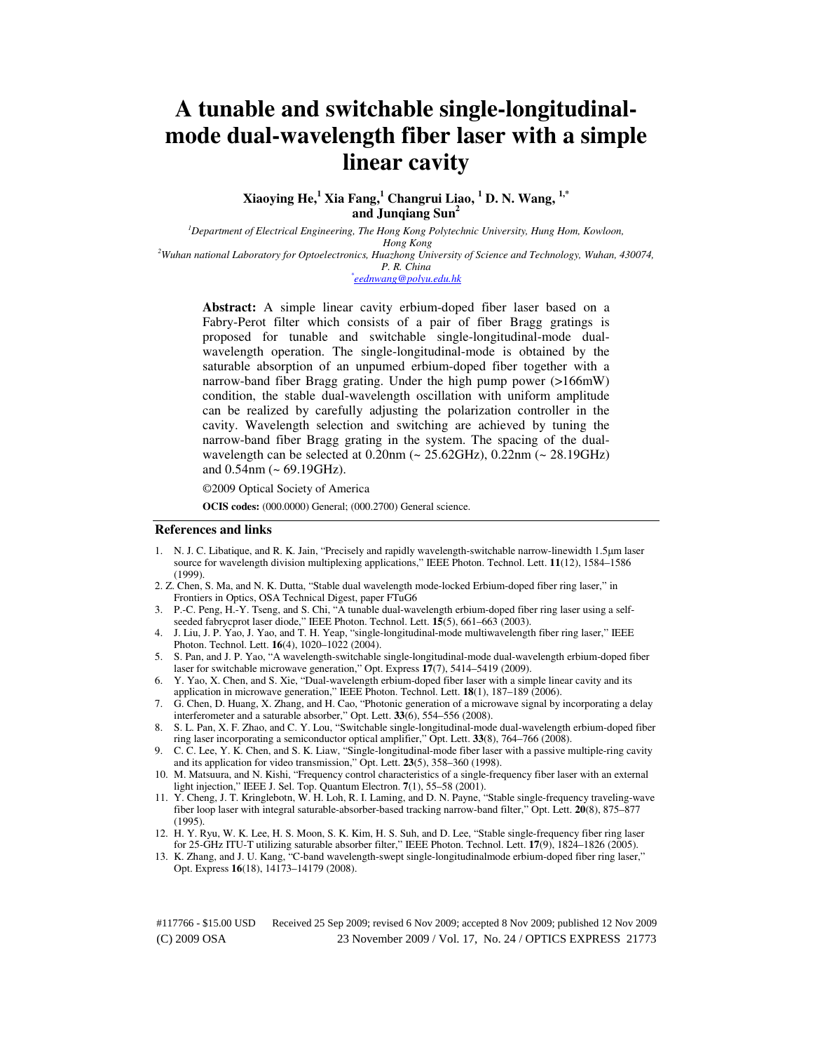# A tunable and switchable single-longitudinal-mode dual-wavelength fiber laser with a simple linear cavity

**Xiaoying He,[1] Xia Fang,[1] Changrui Liao, [1] D. N. Wang, [1,*] and Junqiang Sun[2]**

[1]*Department of Electrical Engineering, The Hong Kong Polytechnic University, Hung Hom, Kowloon, Hong Kong*

[2]*Wuhan national Laboratory for Optoelectronics, Huazhong University of Science and Technology, Wuhan, 430074, P. R. China*

[*]*eednwang@polyu.edu.hk*

**Abstract:** A simple linear cavity erbium-doped fiber laser based on a Fabry-Perot filter which consists of a pair of fiber Bragg gratings is proposed for tunable and switchable single-longitudinal-mode dual-wavelength operation. The single-longitudinal-mode is obtained by the saturable absorption of an unpumed erbium-doped fiber together with a narrow-band fiber Bragg grating. Under the high pump power (>166mW) condition, the stable dual-wavelength oscillation with uniform amplitude can be realized by carefully adjusting the polarization controller in the cavity. Wavelength selection and switching are achieved by tuning the narrow-band fiber Bragg grating in the system. The spacing of the dual-wavelength can be selected at 0.20nm (~ 25.62GHz), 0.22nm (~ 28.19GHz) and 0.54nm (~ 69.19GHz).

©2009 Optical Society of America

**OCIS codes:** (000.0000) General; (000.2700) General science.

## References and links

1. N. J. C. Libatique, and R. K. Jain, "Precisely and rapidly wavelength-switchable narrow-linewidth 1.5μm laser source for wavelength division multiplexing applications," IEEE Photon. Technol. Lett. **11**(12), 1584–1586 (1999).
2. Z. Chen, S. Ma, and N. K. Dutta, "Stable dual wavelength mode-locked Erbium-doped fiber ring laser," in Frontiers in Optics, OSA Technical Digest, paper FTuG6
3. P.-C. Peng, H.-Y. Tseng, and S. Chi, "A tunable dual-wavelength erbium-doped fiber ring laser using a self-seeded fabrycprot laser diode," IEEE Photon. Technol. Lett. **15**(5), 661–663 (2003).
4. J. Liu, J. P. Yao, J. Yao, and T. H. Yeap, "single-longitudinal-mode multiwavelength fiber ring laser," IEEE Photon. Technol. Lett. **16**(4), 1020–1022 (2004).
5. S. Pan, and J. P. Yao, "A wavelength-switchable single-longitudinal-mode dual-wavelength erbium-doped fiber laser for switchable microwave generation," Opt. Express **17**(7), 5414–5419 (2009).
6. Y. Yao, X. Chen, and S. Xie, "Dual-wavelength erbium-doped fiber laser with a simple linear cavity and its application in microwave generation," IEEE Photon. Technol. Lett. **18**(1), 187–189 (2006).
7. G. Chen, D. Huang, X. Zhang, and H. Cao, "Photonic generation of a microwave signal by incorporating a delay interferometer and a saturable absorber," Opt. Lett. **33**(6), 554–556 (2008).
8. S. L. Pan, X. F. Zhao, and C. Y. Lou, "Switchable single-longitudinal-mode dual-wavelength erbium-doped fiber ring laser incorporating a semiconductor optical amplifier," Opt. Lett. **33**(8), 764–766 (2008).
9. C. C. Lee, Y. K. Chen, and S. K. Liaw, "Single-longitudinal-mode fiber laser with a passive multiple-ring cavity and its application for video transmission," Opt. Lett. **23**(5), 358–360 (1998).
10. M. Matsuura, and N. Kishi, "Frequency control characteristics of a single-frequency fiber laser with an external light injection," IEEE J. Sel. Top. Quantum Electron. **7**(1), 55–58 (2001).
11. Y. Cheng, J. T. Kringlebotn, W. H. Loh, R. I. Laming, and D. N. Payne, "Stable single-frequency traveling-wave fiber loop laser with integral saturable-absorber-based tracking narrow-band filter," Opt. Lett. **20**(8), 875–877 (1995).
12. H. Y. Ryu, W. K. Lee, H. S. Moon, S. K. Kim, H. S. Suh, and D. Lee, "Stable single-frequency fiber ring laser for 25-GHz ITU-T utilizing saturable absorber filter," IEEE Photon. Technol. Lett. **17**(9), 1824–1826 (2005).
13. K. Zhang, and J. U. Kang, "C-band wavelength-swept single-longitudinalmode erbium-doped fiber ring laser," Opt. Express **16**(18), 14173–14179 (2008).

#117766 - $15.00 USD Received 25 Sep 2009; revised 6 Nov 2009; accepted 8 Nov 2009; published 12 Nov 2009
(C) 2009 OSA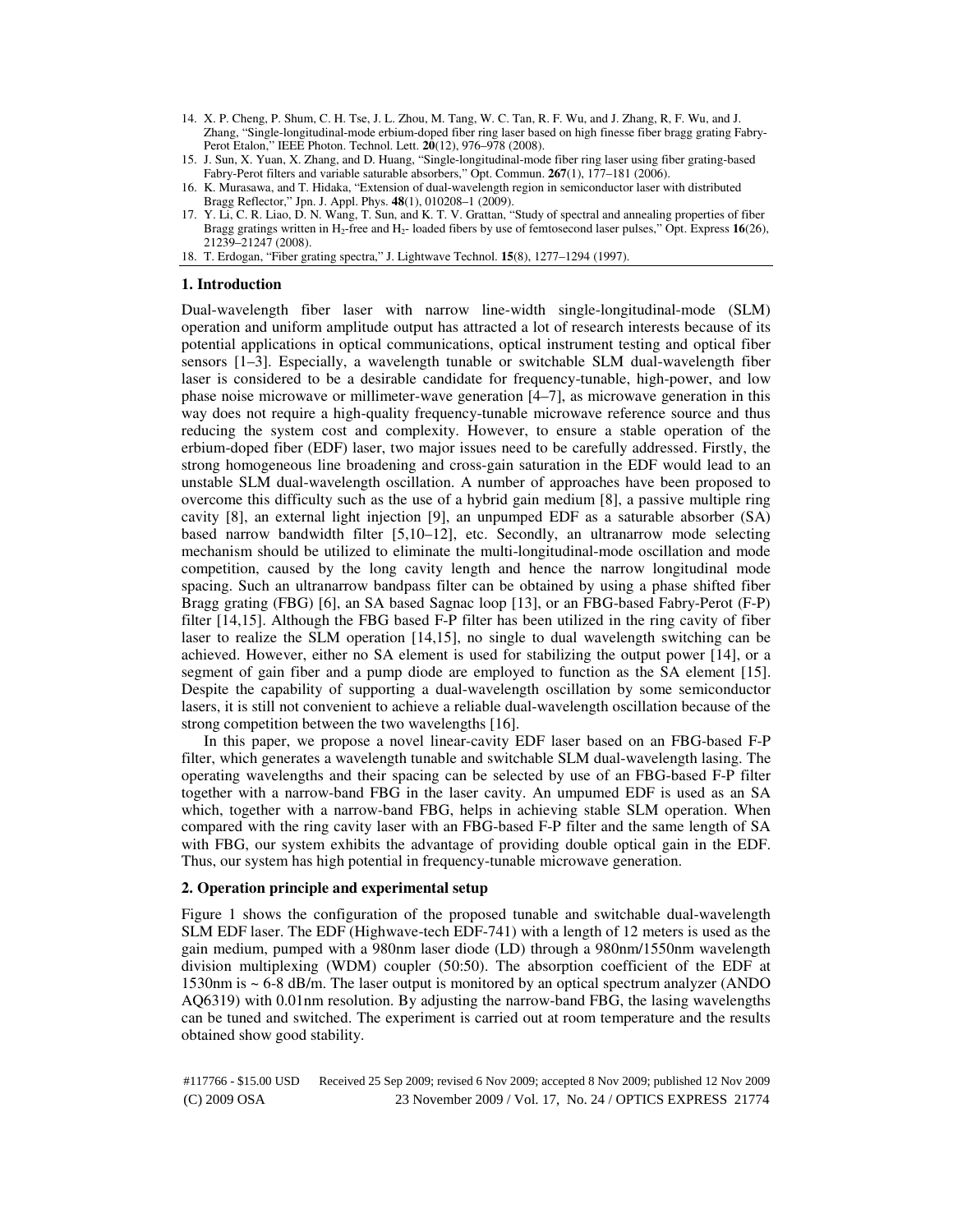14. X. P. Cheng, P. Shum, C. H. Tse, J. L. Zhou, M. Tang, W. C. Tan, R. F. Wu, and J. Zhang, R, F. Wu, and J. Zhang, "Single-longitudinal-mode erbium-doped fiber ring laser based on high finesse fiber bragg grating Fabry-Perot Etalon," IEEE Photon. Technol. Lett. **20**(12), 976–978 (2008).
15. J. Sun, X. Yuan, X. Zhang, and D. Huang, "Single-longitudinal-mode fiber ring laser using fiber grating-based Fabry-Perot filters and variable saturable absorbers," Opt. Commun. **267**(1), 177–181 (2006).
16. K. Murasawa, and T. Hidaka, "Extension of dual-wavelength region in semiconductor laser with distributed Bragg Reflector," Jpn. J. Appl. Phys. **48**(1), 010208–1 (2009).
17. Y. Li, C. R. Liao, D. N. Wang, T. Sun, and K. T. V. Grattan, "Study of spectral and annealing properties of fiber Bragg gratings written in $H_2$-free and $H_2$- loaded fibers by use of femtosecond laser pulses," Opt. Express **16**(26), 21239–21247 (2008).
18. T. Erdogan, "Fiber grating spectra," J. Lightwave Technol. **15**(8), 1277–1294 (1997).

## 1. Introduction

Dual-wavelength fiber laser with narrow line-width single-longitudinal-mode (SLM) operation and uniform amplitude output has attracted a lot of research interests because of its potential applications in optical communications, optical instrument testing and optical fiber sensors [1–3]. Especially, a wavelength tunable or switchable SLM dual-wavelength fiber laser is considered to be a desirable candidate for frequency-tunable, high-power, and low phase noise microwave or millimeter-wave generation [4–7], as microwave generation in this way does not require a high-quality frequency-tunable microwave reference source and thus reducing the system cost and complexity. However, to ensure a stable operation of the erbium-doped fiber (EDF) laser, two major issues need to be carefully addressed. Firstly, the strong homogeneous line broadening and cross-gain saturation in the EDF would lead to an unstable SLM dual-wavelength oscillation. A number of approaches have been proposed to overcome this difficulty such as the use of a hybrid gain medium [8], a passive multiple ring cavity [8], an external light injection [9], an unpumped EDF as a saturable absorber (SA) based narrow bandwidth filter [5,10–12], etc. Secondly, an ultranarrow mode selecting mechanism should be utilized to eliminate the multi-longitudinal-mode oscillation and mode competition, caused by the long cavity length and hence the narrow longitudinal mode spacing. Such an ultranarrow bandpass filter can be obtained by using a phase shifted fiber Bragg grating (FBG) [6], an SA based Sagnac loop [13], or an FBG-based Fabry-Perot (F-P) filter [14,15]. Although the FBG based F-P filter has been utilized in the ring cavity of fiber laser to realize the SLM operation [14,15], no single to dual wavelength switching can be achieved. However, either no SA element is used for stabilizing the output power [14], or a segment of gain fiber and a pump diode are employed to function as the SA element [15]. Despite the capability of supporting a dual-wavelength oscillation by some semiconductor lasers, it is still not convenient to achieve a reliable dual-wavelength oscillation because of the strong competition between the two wavelengths [16].

In this paper, we propose a novel linear-cavity EDF laser based on an FBG-based F-P filter, which generates a wavelength tunable and switchable SLM dual-wavelength lasing. The operating wavelengths and their spacing can be selected by use of an FBG-based F-P filter together with a narrow-band FBG in the laser cavity. An umpumed EDF is used as an SA which, together with a narrow-band FBG, helps in achieving stable SLM operation. When compared with the ring cavity laser with an FBG-based F-P filter and the same length of SA with FBG, our system exhibits the advantage of providing double optical gain in the EDF. Thus, our system has high potential in frequency-tunable microwave generation.

## 2. Operation principle and experimental setup

Figure 1 shows the configuration of the proposed tunable and switchable dual-wavelength SLM EDF laser. The EDF (Highwave-tech EDF-741) with a length of 12 meters is used as the gain medium, pumped with a 980nm laser diode (LD) through a 980nm/1550nm wavelength division multiplexing (WDM) coupler (50:50). The absorption coefficient of the EDF at 1530nm is ~ 6-8 dB/m. The laser output is monitored by an optical spectrum analyzer (ANDO AQ6319) with 0.01nm resolution. By adjusting the narrow-band FBG, the lasing wavelengths can be tuned and switched. The experiment is carried out at room temperature and the results obtained show good stability.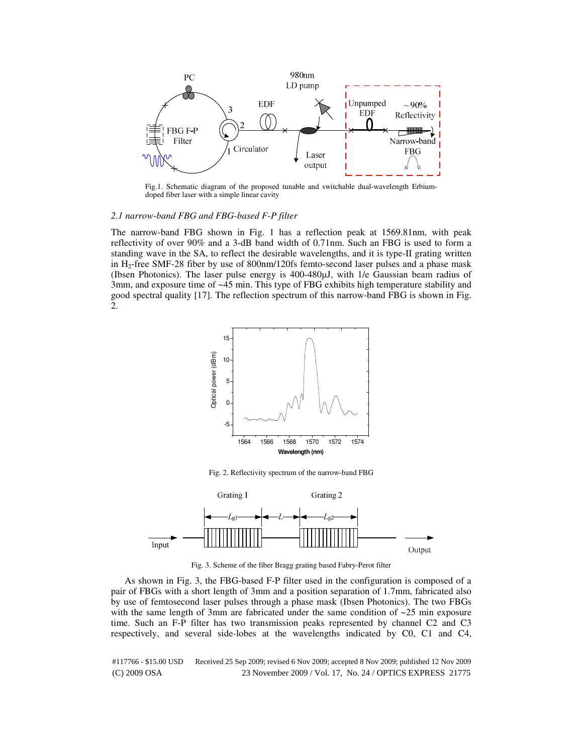Fig.1. Schematic diagram of the proposed tunable and switchable dual-wavelength Erbium-doped fiber laser with a simple linear cavity

### *2.1 narrow-band FBG and FBG-based F-P filter*

The narrow-band FBG shown in Fig. 1 has a reflection peak at 1569.81nm, with peak reflectivity of over 90% and a 3-dB band width of 0.71nm. Such an FBG is used to form a standing wave in the SA, to reflect the desirable wavelengths, and it is type-II grating written in $H_2$-free SMF-28 fiber by use of 800nm/120fs femto-second laser pulses and a phase mask (Ibsen Photonics). The laser pulse energy is 400-480μJ, with 1/e Gaussian beam radius of 3mm, and exposure time of ~45 min. This type of FBG exhibits high temperature stability and good spectral quality [17]. The reflection spectrum of this narrow-band FBG is shown in Fig. 2.

Fig. 2. Reflectivity spectrum of the narrow-band FBG

Fig. 3. Scheme of the fiber Bragg grating based Fabry-Perot filter

As shown in Fig. 3, the FBG-based F-P filter used in the configuration is composed of a pair of FBGs with a short length of 3mm and a position separation of 1.7mm, fabricated also by use of femtosecond laser pulses through a phase mask (Ibsen Photonics). The two FBGs with the same length of 3mm are fabricated under the same condition of ~25 min exposure time. Such an F-P filter has two transmission peaks represented by channel C2 and C3 respectively, and several side-lobes at the wavelengths indicated by C0, C1 and C4,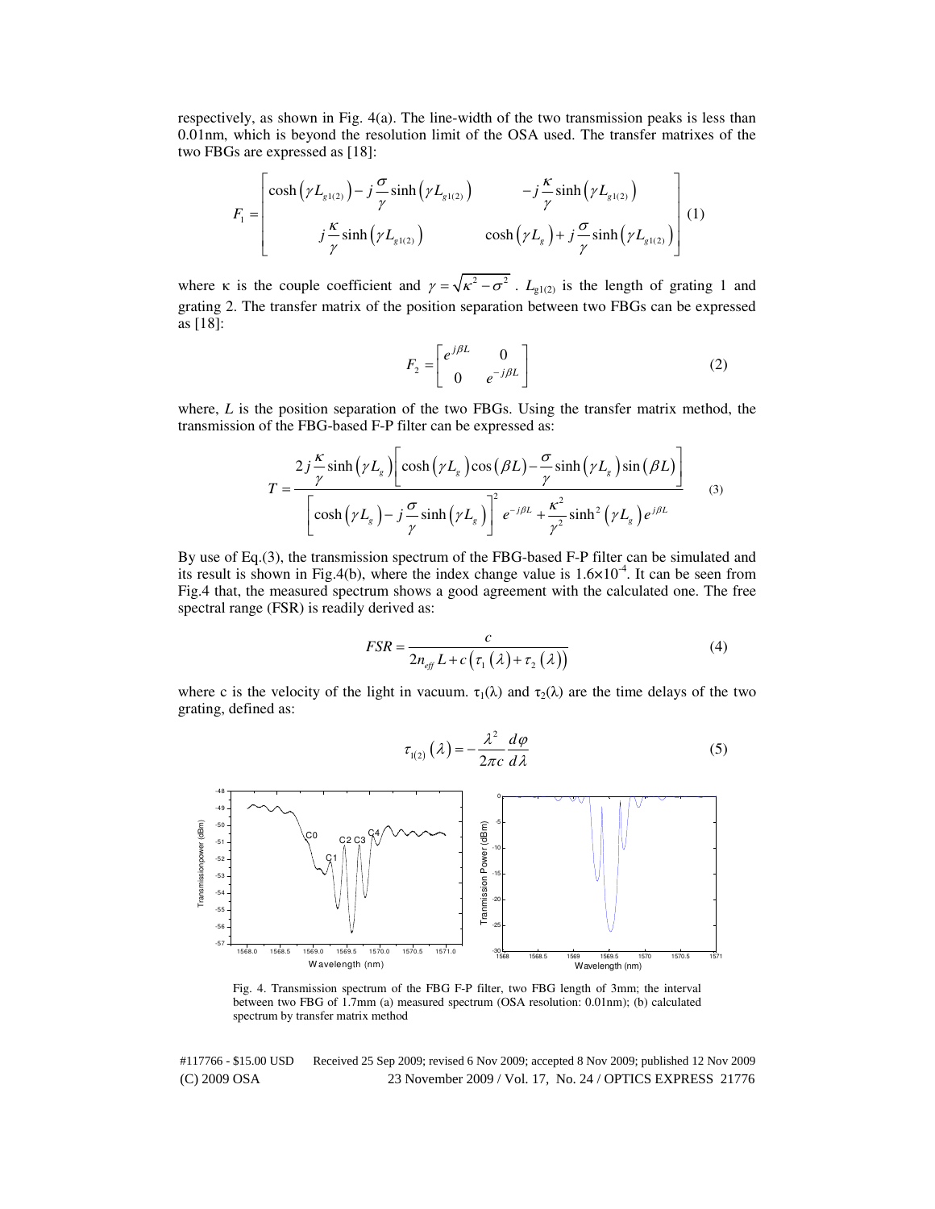respectively, as shown in Fig. 4(a). The line-width of the two transmission peaks is less than 0.01nm, which is beyond the resolution limit of the OSA used. The transfer matrixes of the two FBGs are expressed as [18]:

$$F_1 = \begin{bmatrix} \cosh\left(\gamma L_{g1(2)}\right) - j\dfrac{\sigma}{\gamma}\sinh\left(\gamma L_{g1(2)}\right) & -j\dfrac{\kappa}{\gamma}\sinh\left(\gamma L_{g1(2)}\right) \\ j\dfrac{\kappa}{\gamma}\sinh\left(\gamma L_{g1(2)}\right) & \cosh\left(\gamma L_g\right) + j\dfrac{\sigma}{\gamma}\sinh\left(\gamma L_{g1(2)}\right) \end{bmatrix} \tag{1}$$

where κ is the couple coefficient and $\gamma = \sqrt{\kappa^2 - \sigma^2}$ . $L_{g1(2)}$ is the length of grating 1 and grating 2. The transfer matrix of the position separation between two FBGs can be expressed as [18]:

$$F_2 = \begin{bmatrix} e^{j\beta L} & 0 \\ 0 & e^{-j\beta L} \end{bmatrix} \tag{2}$$

where, $L$ is the position separation of the two FBGs. Using the transfer matrix method, the transmission of the FBG-based F-P filter can be expressed as:

$$T = \frac{2j\dfrac{\kappa}{\gamma}\sinh\left(\gamma L_g\right)\left[\cosh\left(\gamma L_g\right)\cos\left(\beta L\right) - \dfrac{\sigma}{\gamma}\sinh\left(\gamma L_g\right)\sin\left(\beta L\right)\right]}{\left[\cosh\left(\gamma L_g\right) - j\dfrac{\sigma}{\gamma}\sinh\left(\gamma L_g\right)\right]^2 e^{-j\beta L} + \dfrac{\kappa^2}{\gamma^2}\sinh^2\left(\gamma L_g\right)e^{j\beta L}} \tag{3}$$

By use of Eq.(3), the transmission spectrum of the FBG-based F-P filter can be simulated and its result is shown in Fig.4(b), where the index change value is $1.6\times10^{-4}$. It can be seen from Fig.4 that, the measured spectrum shows a good agreement with the calculated one. The free spectral range (FSR) is readily derived as:

$$FSR = \frac{c}{2n_{eff}L + c\left(\tau_1\left(\lambda\right) + \tau_2\left(\lambda\right)\right)} \tag{4}$$

where c is the velocity of the light in vacuum. $\tau_1(\lambda)$ and $\tau_2(\lambda)$ are the time delays of the two grating, defined as:

$$\tau_{1(2)}\left(\lambda\right) = -\frac{\lambda^2}{2\pi c}\frac{d\varphi}{d\lambda} \tag{5}$$

Fig. 4. Transmission spectrum of the FBG F-P filter, two FBG length of 3mm; the interval between two FBG of 1.7mm (a) measured spectrum (OSA resolution: 0.01nm); (b) calculated spectrum by transfer matrix method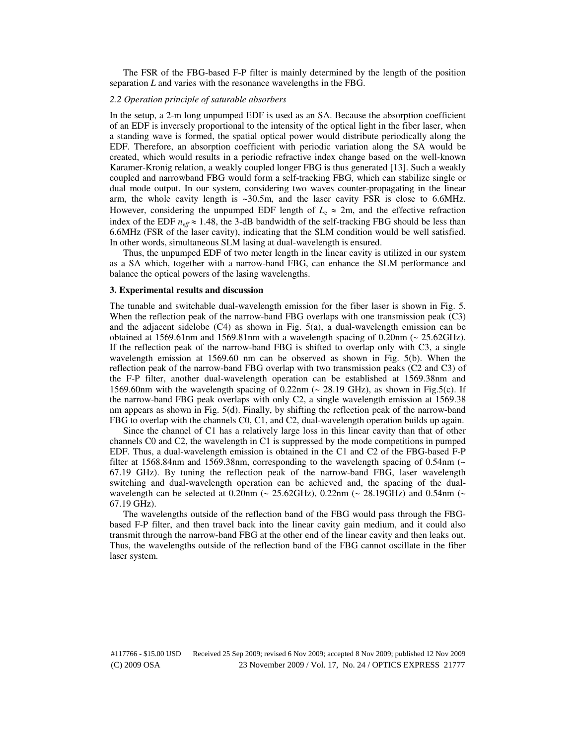The FSR of the FBG-based F-P filter is mainly determined by the length of the position separation $L$ and varies with the resonance wavelengths in the FBG.

### *2.2 Operation principle of saturable absorbers*

In the setup, a 2-m long unpumped EDF is used as an SA. Because the absorption coefficient of an EDF is inversely proportional to the intensity of the optical light in the fiber laser, when a standing wave is formed, the spatial optical power would distribute periodically along the EDF. Therefore, an absorption coefficient with periodic variation along the SA would be created, which would results in a periodic refractive index change based on the well-known Karamer-Kronig relation, a weakly coupled longer FBG is thus generated [13]. Such a weakly coupled and narrowband FBG would form a self-tracking FBG, which can stabilize single or dual mode output. In our system, considering two waves counter-propagating in the linear arm, the whole cavity length is ~30.5m, and the laser cavity FSR is close to 6.6MHz. However, considering the unpumped EDF length of $L_e \approx 2$m, and the effective refraction index of the EDF $n_{eff} \approx 1.48$, the 3-dB bandwidth of the self-tracking FBG should be less than 6.6MHz (FSR of the laser cavity), indicating that the SLM condition would be well satisfied. In other words, simultaneous SLM lasing at dual-wavelength is ensured.

Thus, the unpumped EDF of two meter length in the linear cavity is utilized in our system as a SA which, together with a narrow-band FBG, can enhance the SLM performance and balance the optical powers of the lasing wavelengths.

## 3. Experimental results and discussion

The tunable and switchable dual-wavelength emission for the fiber laser is shown in Fig. 5. When the reflection peak of the narrow-band FBG overlaps with one transmission peak (C3) and the adjacent sidelobe (C4) as shown in Fig. 5(a), a dual-wavelength emission can be obtained at 1569.61nm and 1569.81nm with a wavelength spacing of 0.20nm (~ 25.62GHz). If the reflection peak of the narrow-band FBG is shifted to overlap only with C3, a single wavelength emission at 1569.60 nm can be observed as shown in Fig. 5(b). When the reflection peak of the narrow-band FBG overlap with two transmission peaks (C2 and C3) of the F-P filter, another dual-wavelength operation can be established at 1569.38nm and 1569.60nm with the wavelength spacing of 0.22nm (~ 28.19 GHz), as shown in Fig.5(c). If the narrow-band FBG peak overlaps with only C2, a single wavelength emission at 1569.38 nm appears as shown in Fig. 5(d). Finally, by shifting the reflection peak of the narrow-band FBG to overlap with the channels C0, C1, and C2, dual-wavelength operation builds up again.

Since the channel of C1 has a relatively large loss in this linear cavity than that of other channels C0 and C2, the wavelength in C1 is suppressed by the mode competitions in pumped EDF. Thus, a dual-wavelength emission is obtained in the C1 and C2 of the FBG-based F-P filter at 1568.84nm and 1569.38nm, corresponding to the wavelength spacing of 0.54nm (~ 67.19 GHz). By tuning the reflection peak of the narrow-band FBG, laser wavelength switching and dual-wavelength operation can be achieved and, the spacing of the dual-wavelength can be selected at 0.20nm (~ 25.62GHz), 0.22nm (~ 28.19GHz) and 0.54nm (~ 67.19 GHz).

The wavelengths outside of the reflection band of the FBG would pass through the FBG-based F-P filter, and then travel back into the linear cavity gain medium, and it could also transmit through the narrow-band FBG at the other end of the linear cavity and then leaks out. Thus, the wavelengths outside of the reflection band of the FBG cannot oscillate in the fiber laser system.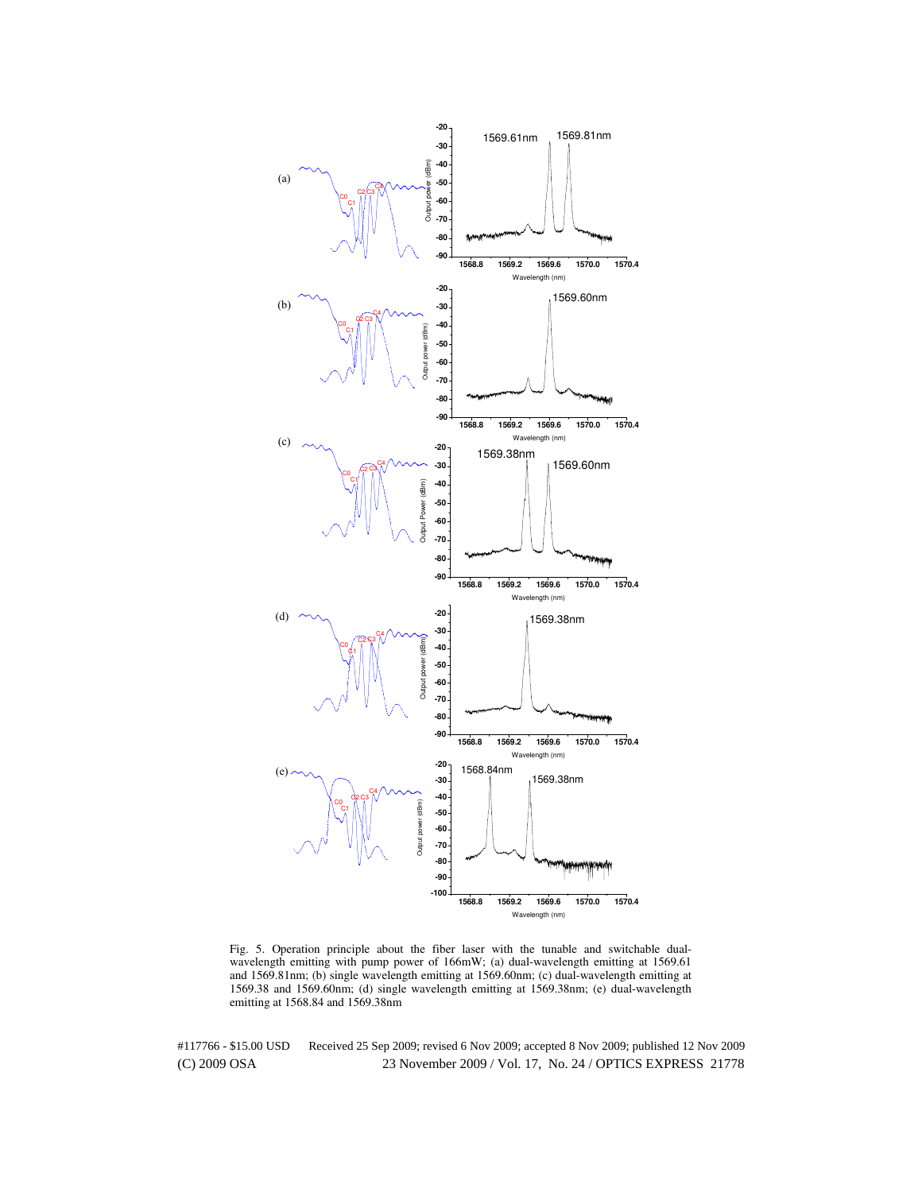Fig. 5. Operation principle about the fiber laser with the tunable and switchable dual-wavelength emitting with pump power of 166mW; (a) dual-wavelength emitting at 1569.61 and 1569.81nm; (b) single wavelength emitting at 1569.60nm; (c) dual-wavelength emitting at 1569.38 and 1569.60nm; (d) single wavelength emitting at 1569.38nm; (e) dual-wavelength emitting at 1568.84 and 1569.38nm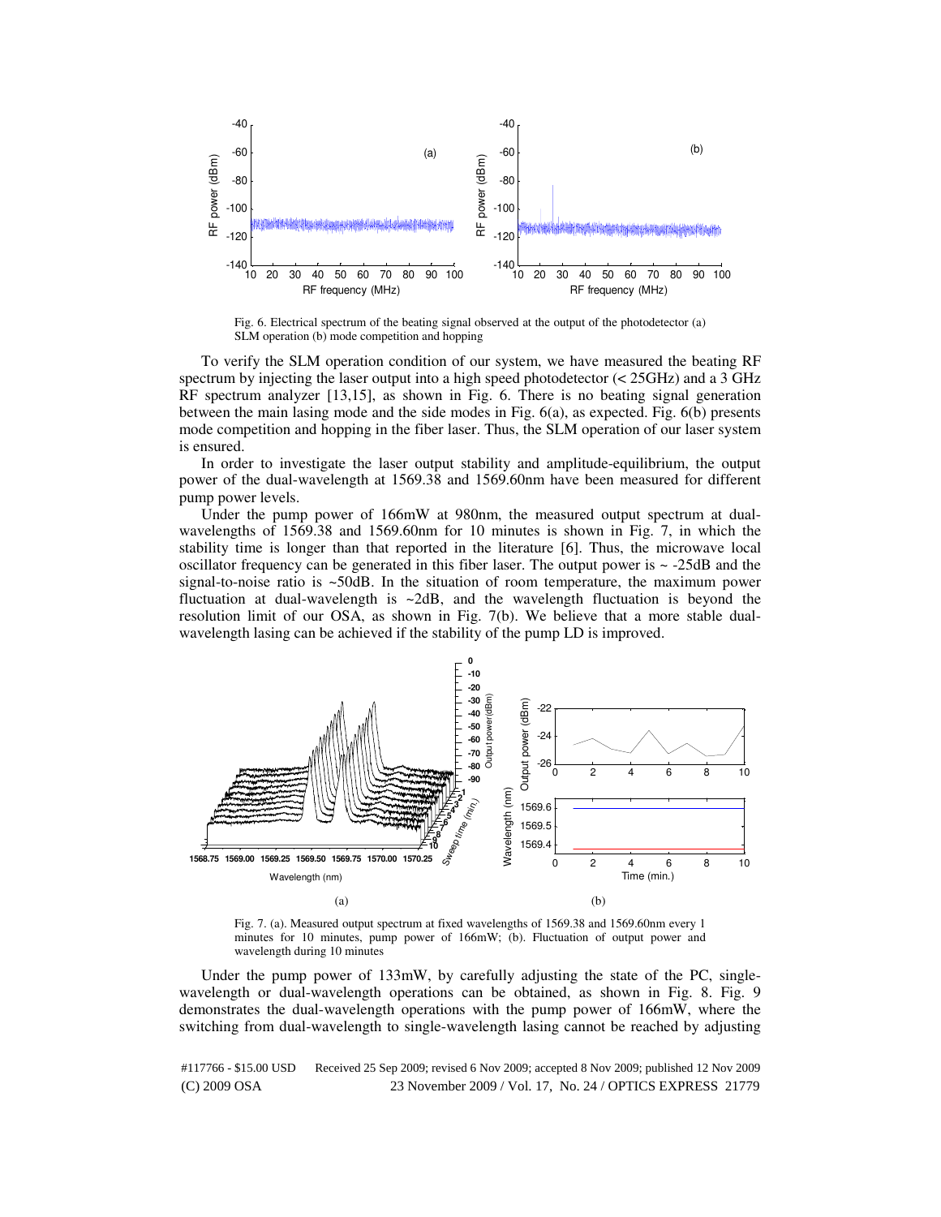Fig. 6. Electrical spectrum of the beating signal observed at the output of the photodetector (a) SLM operation (b) mode competition and hopping

To verify the SLM operation condition of our system, we have measured the beating RF spectrum by injecting the laser output into a high speed photodetector (< 25GHz) and a 3 GHz RF spectrum analyzer [13,15], as shown in Fig. 6. There is no beating signal generation between the main lasing mode and the side modes in Fig. 6(a), as expected. Fig. 6(b) presents mode competition and hopping in the fiber laser. Thus, the SLM operation of our laser system is ensured.

In order to investigate the laser output stability and amplitude-equilibrium, the output power of the dual-wavelength at 1569.38 and 1569.60nm have been measured for different pump power levels.

Under the pump power of 166mW at 980nm, the measured output spectrum at dual-wavelengths of 1569.38 and 1569.60nm for 10 minutes is shown in Fig. 7, in which the stability time is longer than that reported in the literature [6]. Thus, the microwave local oscillator frequency can be generated in this fiber laser. The output power is ~ -25dB and the signal-to-noise ratio is ~50dB. In the situation of room temperature, the maximum power fluctuation at dual-wavelength is ~2dB, and the wavelength fluctuation is beyond the resolution limit of our OSA, as shown in Fig. 7(b). We believe that a more stable dual-wavelength lasing can be achieved if the stability of the pump LD is improved.

Fig. 7. (a). Measured output spectrum at fixed wavelengths of 1569.38 and 1569.60nm every 1 minutes for 10 minutes, pump power of 166mW; (b). Fluctuation of output power and wavelength during 10 minutes

Under the pump power of 133mW, by carefully adjusting the state of the PC, single-wavelength or dual-wavelength operations can be obtained, as shown in Fig. 8. Fig. 9 demonstrates the dual-wavelength operations with the pump power of 166mW, where the switching from dual-wavelength to single-wavelength lasing cannot be reached by adjusting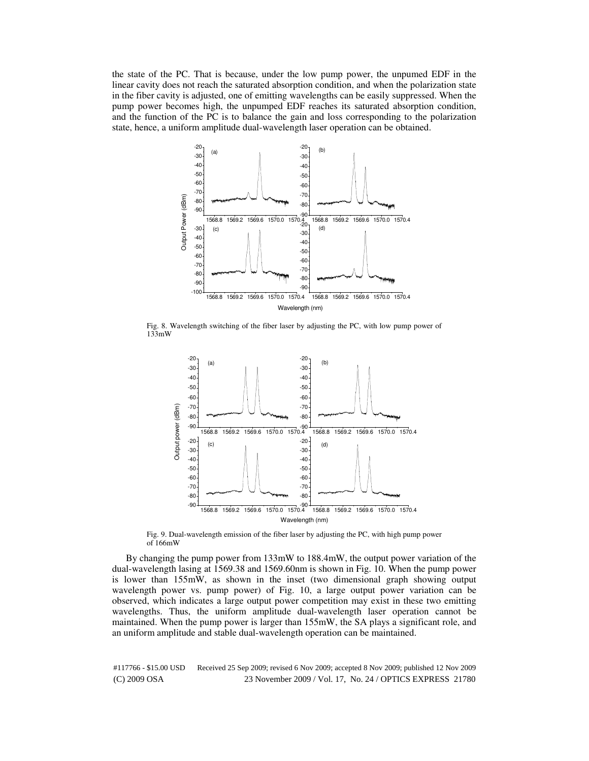the state of the PC. That is because, under the low pump power, the unpumed EDF in the linear cavity does not reach the saturated absorption condition, and when the polarization state in the fiber cavity is adjusted, one of emitting wavelengths can be easily suppressed. When the pump power becomes high, the unpumped EDF reaches its saturated absorption condition, and the function of the PC is to balance the gain and loss corresponding to the polarization state, hence, a uniform amplitude dual-wavelength laser operation can be obtained.

Fig. 8. Wavelength switching of the fiber laser by adjusting the PC, with low pump power of 133mW

Fig. 9. Dual-wavelength emission of the fiber laser by adjusting the PC, with high pump power of 166mW

By changing the pump power from 133mW to 188.4mW, the output power variation of the dual-wavelength lasing at 1569.38 and 1569.60nm is shown in Fig. 10. When the pump power is lower than 155mW, as shown in the inset (two dimensional graph showing output wavelength power vs. pump power) of Fig. 10, a large output power variation can be observed, which indicates a large output power competition may exist in these two emitting wavelengths. Thus, the uniform amplitude dual-wavelength laser operation cannot be maintained. When the pump power is larger than 155mW, the SA plays a significant role, and an uniform amplitude and stable dual-wavelength operation can be maintained.

#117766 - $15.00 USD Received 25 Sep 2009; revised 6 Nov 2009; accepted 8 Nov 2009; published 12 Nov 2009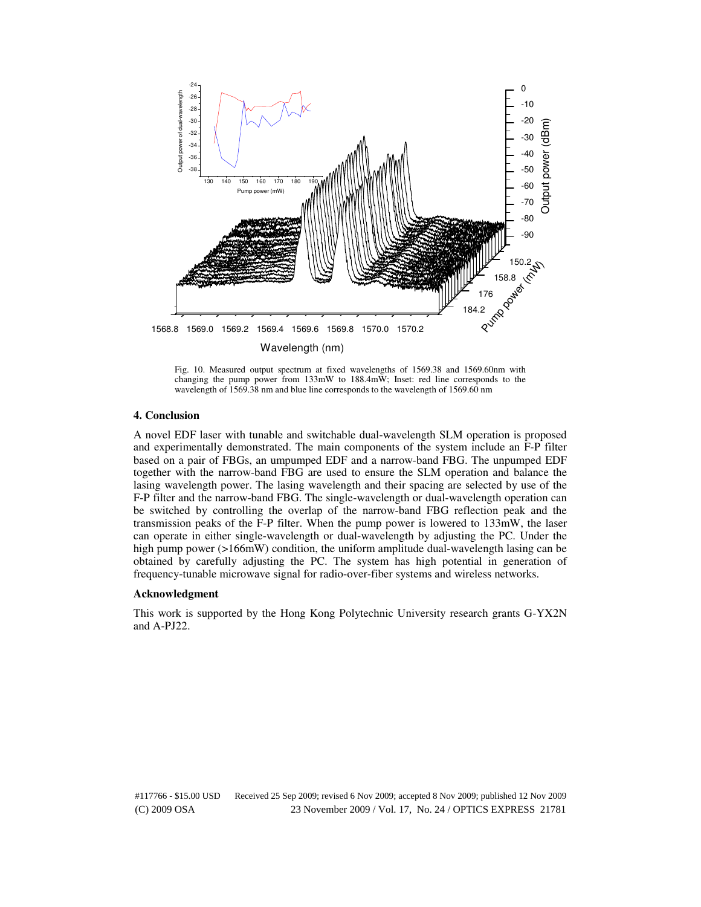Output power of dual-wavelength

-24
-26
-28
-30
-32
-34
-36
-38

130 140 150 160 170 180 190

Pump power (mW)

0
-10
-20
-30
-40
-50
-60
-70
-80
-90

Output power (dBm)

150.2
158.8
176
184.2

Pump power (mW)

1568.8 1569.0 1569.2 1569.4 1569.6 1569.8 1570.0 1570.2

Wavelength (nm)

Fig. 10. Measured output spectrum at fixed wavelengths of 1569.38 and 1569.60nm with changing the pump power from 133mW to 188.4mW; Inset: red line corresponds to the wavelength of 1569.38 nm and blue line corresponds to the wavelength of 1569.60 nm

## 4. Conclusion

A novel EDF laser with tunable and switchable dual-wavelength SLM operation is proposed and experimentally demonstrated. The main components of the system include an F-P filter based on a pair of FBGs, an unpumped EDF and a narrow-band FBG. The unpumped EDF together with the narrow-band FBG are used to ensure the SLM operation and balance the lasing wavelength power. The lasing wavelength and their spacing are selected by use of the F-P filter and the narrow-band FBG. The single-wavelength or dual-wavelength operation can be switched by controlling the overlap of the narrow-band FBG reflection peak and the transmission peaks of the F-P filter. When the pump power is lowered to 133mW, the laser can operate in either single-wavelength or dual-wavelength by adjusting the PC. Under the high pump power (>166mW) condition, the uniform amplitude dual-wavelength lasing can be obtained by carefully adjusting the PC. The system has high potential in generation of frequency-tunable microwave signal for radio-over-fiber systems and wireless networks.

## Acknowledgment

This work is supported by the Hong Kong Polytechnic University research grants G-YX2N and A-PJ22.